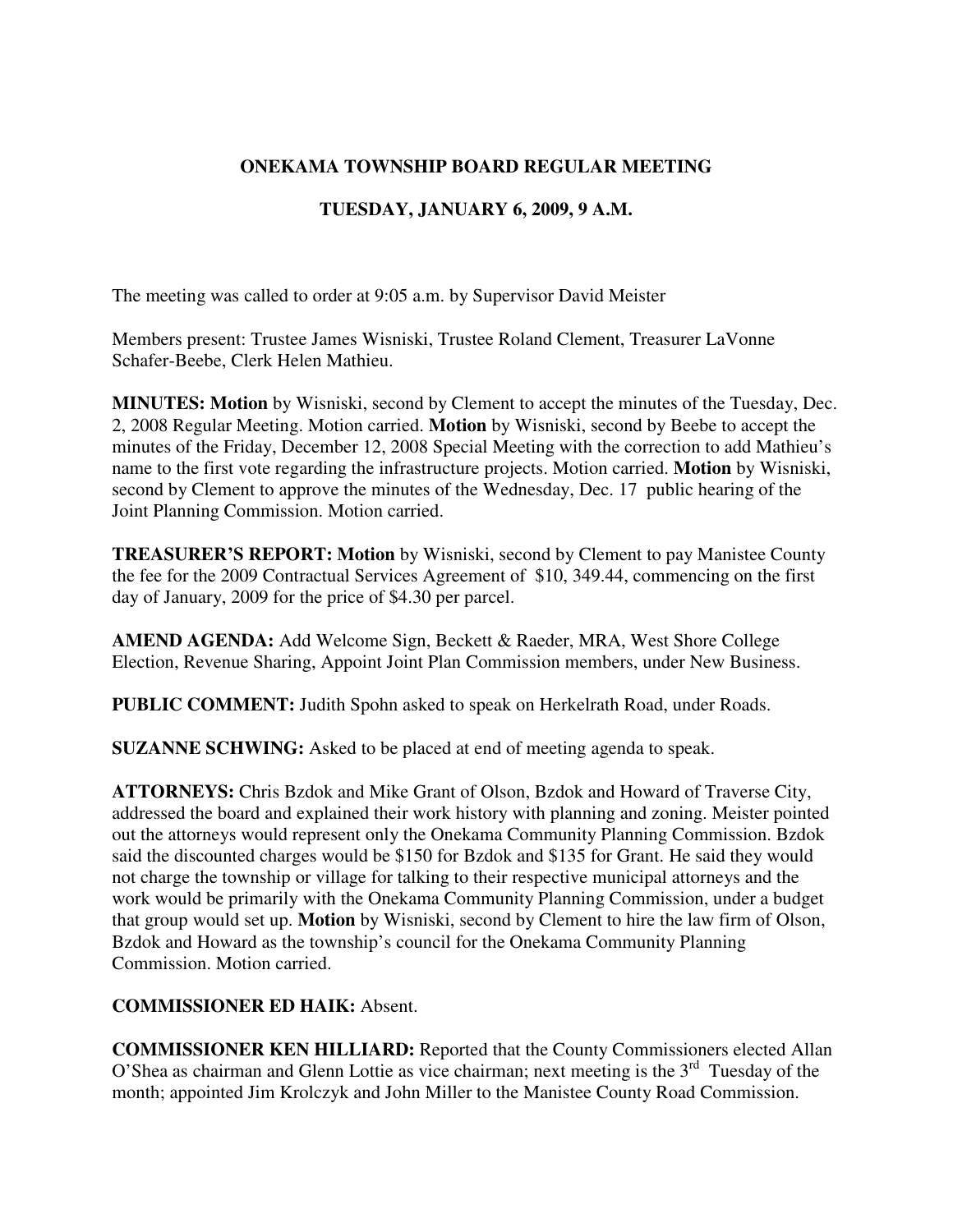# ONEKAMA TOWNSHIP BOARD REGULAR MEETING

## TUESDAY, JANUARY 6, 2009, 9 A.M.

The meeting was called to order at 9:05 a.m. by Supervisor David Meister

Members present: Trustee James Wisniski, Trustee Roland Clement, Treasurer LaVonne Schafer-Beebe, Clerk Helen Mathieu.

**MINUTES: Motion** by Wisniski, second by Clement to accept the minutes of the Tuesday, Dec. 2, 2008 Regular Meeting. Motion carried. **Motion** by Wisniski, second by Beebe to accept the minutes of the Friday, December 12, 2008 Special Meeting with the correction to add Mathieu's name to the first vote regarding the infrastructure projects. Motion carried. **Motion** by Wisniski, second by Clement to approve the minutes of the Wednesday, Dec. 17 public hearing of the Joint Planning Commission. Motion carried.

**TREASURER'S REPORT: Motion** by Wisniski, second by Clement to pay Manistee County the fee for the 2009 Contractual Services Agreement of $10, 349.44, commencing on the first day of January, 2009 for the price of $4.30 per parcel.

**AMEND AGENDA:** Add Welcome Sign, Beckett & Raeder, MRA, West Shore College Election, Revenue Sharing, Appoint Joint Plan Commission members, under New Business.

**PUBLIC COMMENT:** Judith Spohn asked to speak on Herkelrath Road, under Roads.

**SUZANNE SCHWING:** Asked to be placed at end of meeting agenda to speak.

**ATTORNEYS:** Chris Bzdok and Mike Grant of Olson, Bzdok and Howard of Traverse City, addressed the board and explained their work history with planning and zoning. Meister pointed out the attorneys would represent only the Onekama Community Planning Commission. Bzdok said the discounted charges would be $150 for Bzdok and $135 for Grant. He said they would not charge the township or village for talking to their respective municipal attorneys and the work would be primarily with the Onekama Community Planning Commission, under a budget that group would set up. **Motion** by Wisniski, second by Clement to hire the law firm of Olson, Bzdok and Howard as the township's council for the Onekama Community Planning Commission. Motion carried.

**COMMISSIONER ED HAIK:** Absent.

**COMMISSIONER KEN HILLIARD:** Reported that the County Commissioners elected Allan O'Shea as chairman and Glenn Lottie as vice chairman; next meeting is the 3rd Tuesday of the month; appointed Jim Krolczyk and John Miller to the Manistee County Road Commission.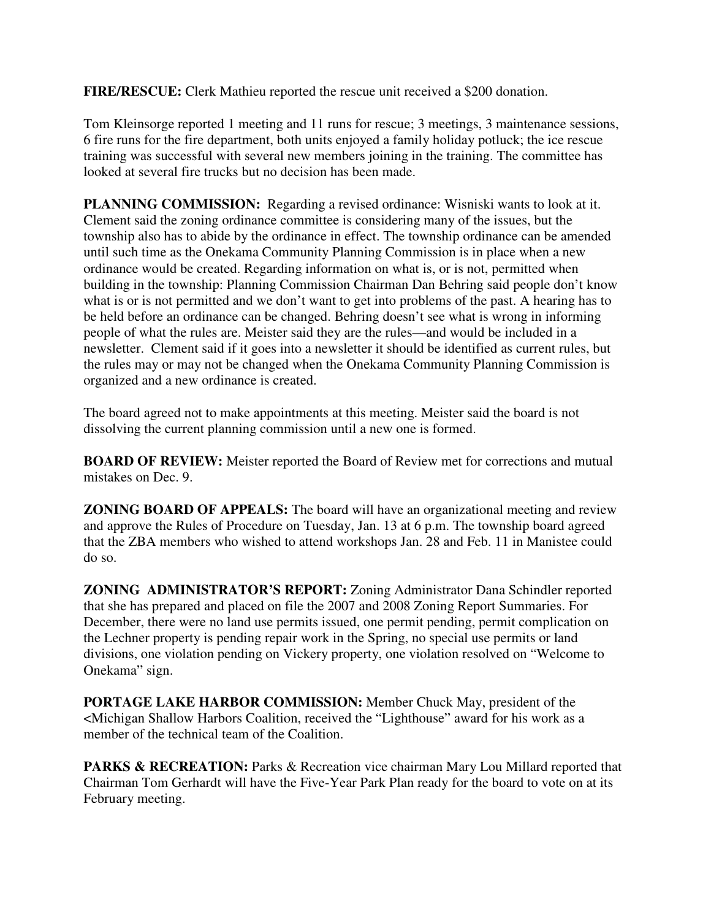**FIRE/RESCUE:** Clerk Mathieu reported the rescue unit received a $200 donation.

Tom Kleinsorge reported 1 meeting and 11 runs for rescue; 3 meetings, 3 maintenance sessions, 6 fire runs for the fire department, both units enjoyed a family holiday potluck; the ice rescue training was successful with several new members joining in the training. The committee has looked at several fire trucks but no decision has been made.

**PLANNING COMMISSION:** Regarding a revised ordinance: Wisniski wants to look at it. Clement said the zoning ordinance committee is considering many of the issues, but the township also has to abide by the ordinance in effect. The township ordinance can be amended until such time as the Onekama Community Planning Commission is in place when a new ordinance would be created. Regarding information on what is, or is not, permitted when building in the township: Planning Commission Chairman Dan Behring said people don't know what is or is not permitted and we don't want to get into problems of the past. A hearing has to be held before an ordinance can be changed. Behring doesn't see what is wrong in informing people of what the rules are. Meister said they are the rules—and would be included in a newsletter. Clement said if it goes into a newsletter it should be identified as current rules, but the rules may or may not be changed when the Onekama Community Planning Commission is organized and a new ordinance is created.

The board agreed not to make appointments at this meeting. Meister said the board is not dissolving the current planning commission until a new one is formed.

**BOARD OF REVIEW:** Meister reported the Board of Review met for corrections and mutual mistakes on Dec. 9.

**ZONING BOARD OF APPEALS:** The board will have an organizational meeting and review and approve the Rules of Procedure on Tuesday, Jan. 13 at 6 p.m. The township board agreed that the ZBA members who wished to attend workshops Jan. 28 and Feb. 11 in Manistee could do so.

**ZONING ADMINISTRATOR'S REPORT:** Zoning Administrator Dana Schindler reported that she has prepared and placed on file the 2007 and 2008 Zoning Report Summaries. For December, there were no land use permits issued, one permit pending, permit complication on the Lechner property is pending repair work in the Spring, no special use permits or land divisions, one violation pending on Vickery property, one violation resolved on "Welcome to Onekama" sign.

**PORTAGE LAKE HARBOR COMMISSION:** Member Chuck May, president of the <Michigan Shallow Harbors Coalition, received the "Lighthouse" award for his work as a member of the technical team of the Coalition.

**PARKS & RECREATION:** Parks & Recreation vice chairman Mary Lou Millard reported that Chairman Tom Gerhardt will have the Five-Year Park Plan ready for the board to vote on at its February meeting.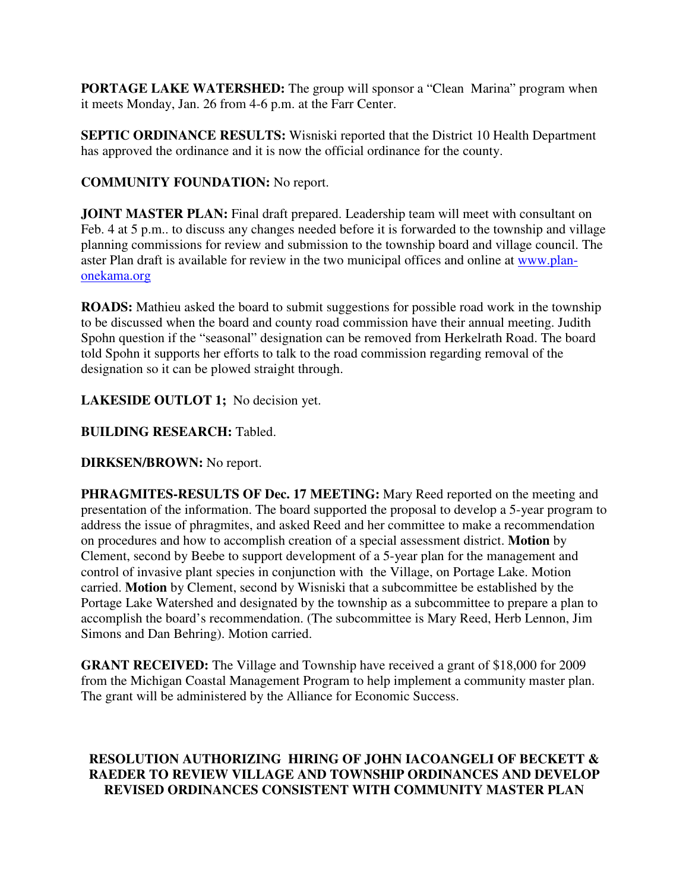**PORTAGE LAKE WATERSHED:** The group will sponsor a "Clean Marina" program when it meets Monday, Jan. 26 from 4-6 p.m. at the Farr Center.

**SEPTIC ORDINANCE RESULTS:** Wisniski reported that the District 10 Health Department has approved the ordinance and it is now the official ordinance for the county.

**COMMUNITY FOUNDATION:** No report.

**JOINT MASTER PLAN:** Final draft prepared. Leadership team will meet with consultant on Feb. 4 at 5 p.m.. to discuss any changes needed before it is forwarded to the township and village planning commissions for review and submission to the township board and village council. The aster Plan draft is available for review in the two municipal offices and online at www.plan-onekama.org

**ROADS:** Mathieu asked the board to submit suggestions for possible road work in the township to be discussed when the board and county road commission have their annual meeting. Judith Spohn question if the "seasonal" designation can be removed from Herkelrath Road. The board told Spohn it supports her efforts to talk to the road commission regarding removal of the designation so it can be plowed straight through.

**LAKESIDE OUTLOT 1;** No decision yet.

**BUILDING RESEARCH:** Tabled.

**DIRKSEN/BROWN:** No report.

**PHRAGMITES-RESULTS OF Dec. 17 MEETING:** Mary Reed reported on the meeting and presentation of the information. The board supported the proposal to develop a 5-year program to address the issue of phragmites, and asked Reed and her committee to make a recommendation on procedures and how to accomplish creation of a special assessment district. **Motion** by Clement, second by Beebe to support development of a 5-year plan for the management and control of invasive plant species in conjunction with the Village, on Portage Lake. Motion carried. **Motion** by Clement, second by Wisniski that a subcommittee be established by the Portage Lake Watershed and designated by the township as a subcommittee to prepare a plan to accomplish the board's recommendation. (The subcommittee is Mary Reed, Herb Lennon, Jim Simons and Dan Behring). Motion carried.

**GRANT RECEIVED:** The Village and Township have received a grant of $18,000 for 2009 from the Michigan Coastal Management Program to help implement a community master plan. The grant will be administered by the Alliance for Economic Success.

**RESOLUTION AUTHORIZING HIRING OF JOHN IACOANGELI OF BECKETT & RAEDER TO REVIEW VILLAGE AND TOWNSHIP ORDINANCES AND DEVELOP REVISED ORDINANCES CONSISTENT WITH COMMUNITY MASTER PLAN**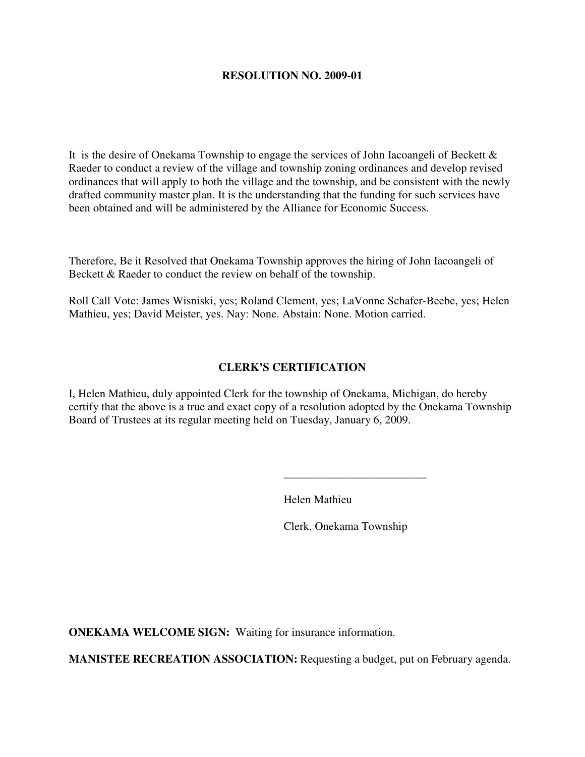**RESOLUTION NO. 2009-01**

It is the desire of Onekama Township to engage the services of John Iacoangeli of Beckett & Raeder to conduct a review of the village and township zoning ordinances and develop revised ordinances that will apply to both the village and the township, and be consistent with the newly drafted community master plan. It is the understanding that the funding for such services have been obtained and will be administered by the Alliance for Economic Success.

Therefore, Be it Resolved that Onekama Township approves the hiring of John Iacoangeli of Beckett & Raeder to conduct the review on behalf of the township.

Roll Call Vote: James Wisniski, yes; Roland Clement, yes; LaVonne Schafer-Beebe, yes; Helen Mathieu, yes; David Meister, yes. Nay: None. Abstain: None. Motion carried.

**CLERK'S CERTIFICATION**

I, Helen Mathieu, duly appointed Clerk for the township of Onekama, Michigan, do hereby certify that the above is a true and exact copy of a resolution adopted by the Onekama Township Board of Trustees at its regular meeting held on Tuesday, January 6, 2009.

_________________________

Helen Mathieu

Clerk, Onekama Township

**ONEKAMA WELCOME SIGN:** Waiting for insurance information.

**MANISTEE RECREATION ASSOCIATION:** Requesting a budget, put on February agenda.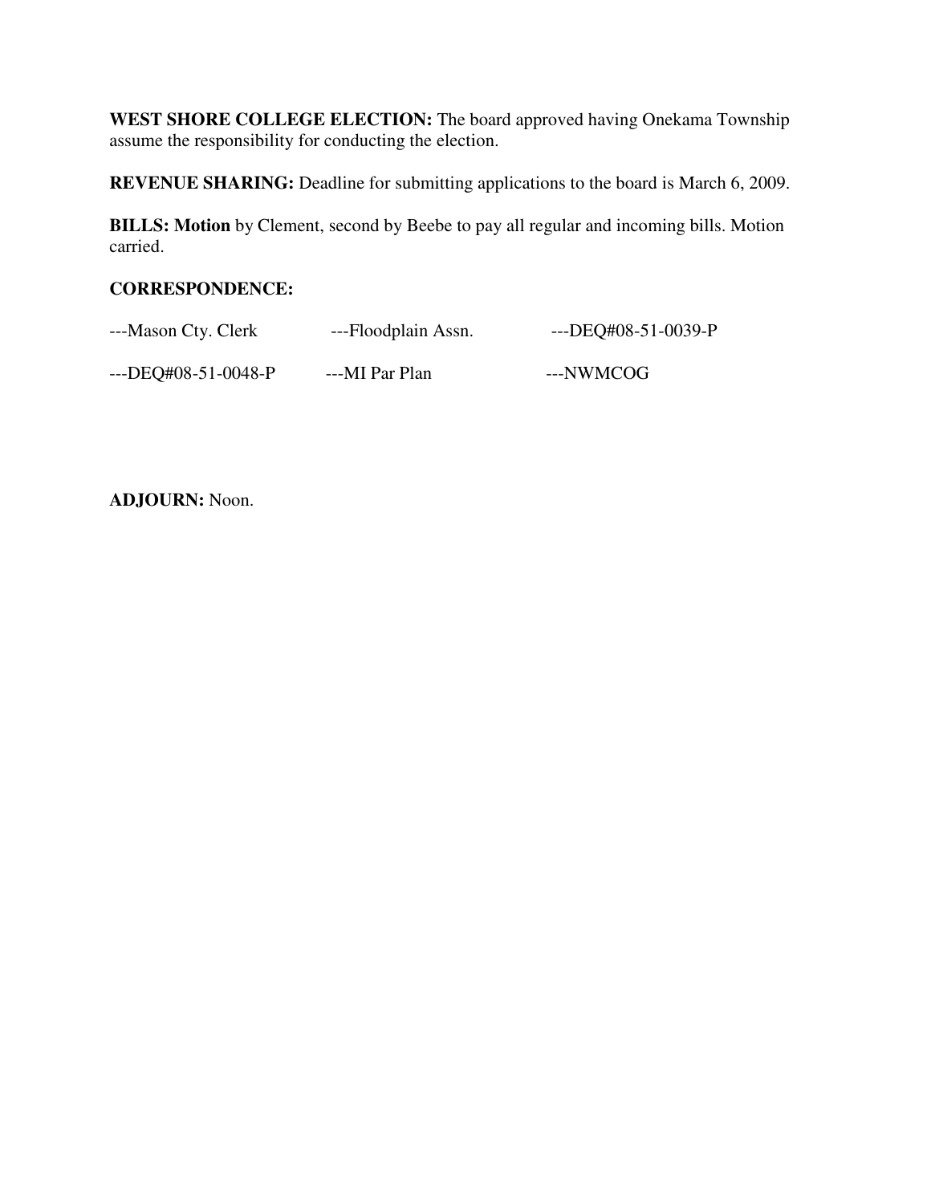**WEST SHORE COLLEGE ELECTION:** The board approved having Onekama Township assume the responsibility for conducting the election.

**REVENUE SHARING:** Deadline for submitting applications to the board is March 6, 2009.

**BILLS: Motion** by Clement, second by Beebe to pay all regular and incoming bills. Motion carried.

**CORRESPONDENCE:**

| | | |
|---|---|---|
| ---Mason Cty. Clerk | ---Floodplain Assn. | ---DEQ#08-51-0039-P |
| ---DEQ#08-51-0048-P | ---MI Par Plan | ---NWMCOG |

**ADJOURN:** Noon.